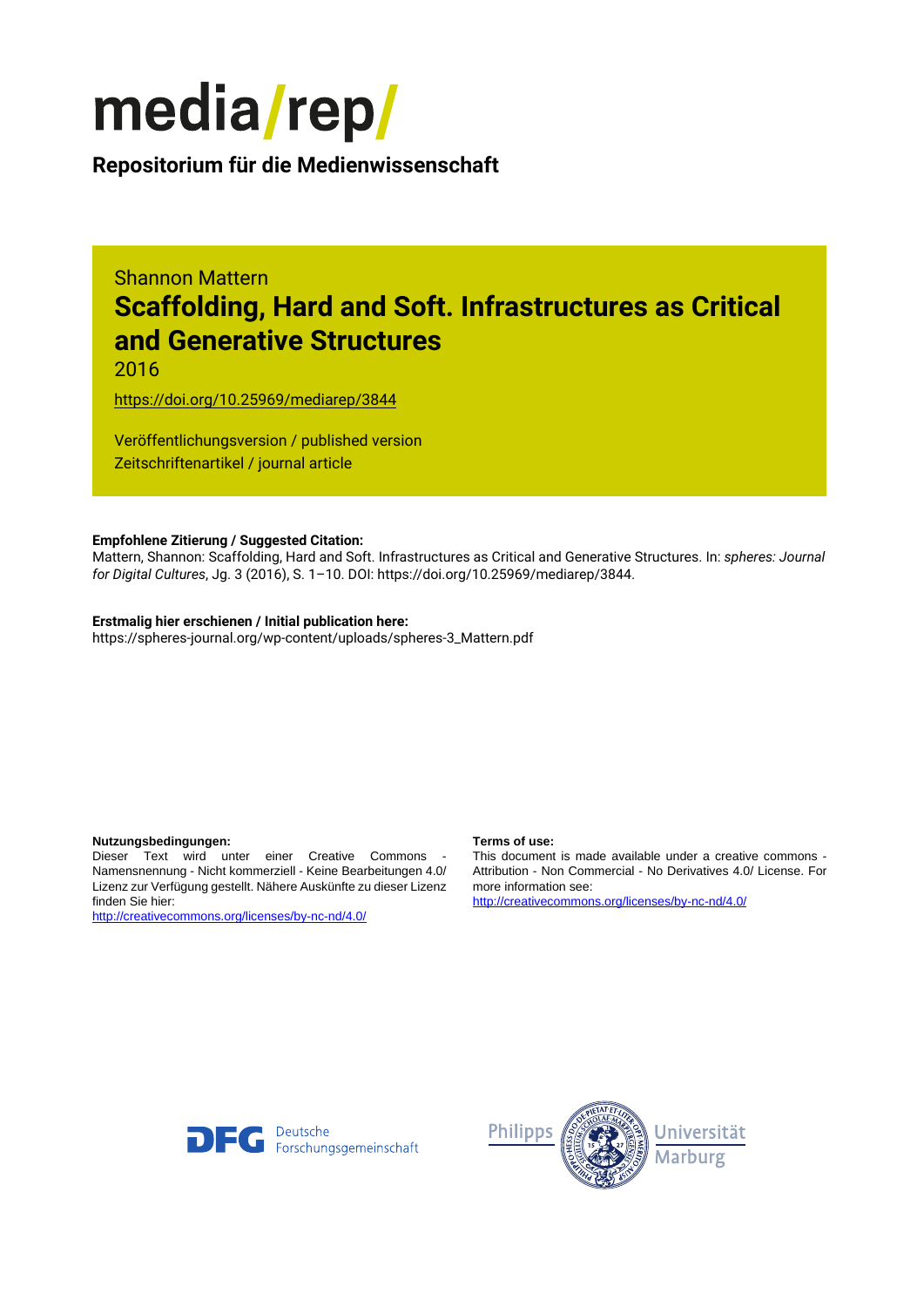media/rep/

**Repositorium für die Medienwissenschaft**

Shannon Mattern

# Scaffolding, Hard and Soft. Infrastructures as Critical and Generative Structures

2016

https://doi.org/10.25969/mediarep/3844

Veröffentlichungsversion / published version
Zeitschriftenartikel / journal article

**Empfohlene Zitierung / Suggested Citation:**
Mattern, Shannon: Scaffolding, Hard and Soft. Infrastructures as Critical and Generative Structures. In: *spheres: Journal for Digital Cultures*, Jg. 3 (2016), S. 1–10. DOI: https://doi.org/10.25969/mediarep/3844.

**Erstmalig hier erschienen / Initial publication here:**
https://spheres-journal.org/wp-content/uploads/spheres-3_Mattern.pdf

**Nutzungsbedingungen:**
Dieser Text wird unter einer Creative Commons - Namensnennung - Nicht kommerziell - Keine Bearbeitungen 4.0/ Lizenz zur Verfügung gestellt. Nähere Auskünfte zu dieser Lizenz finden Sie hier:
http://creativecommons.org/licenses/by-nc-nd/4.0/

**Terms of use:**
This document is made available under a creative commons - Attribution - Non Commercial - No Derivatives 4.0/ License. For more information see:
http://creativecommons.org/licenses/by-nc-nd/4.0/

Deutsche Forschungsgemeinschaft

Philipps Universität Marburg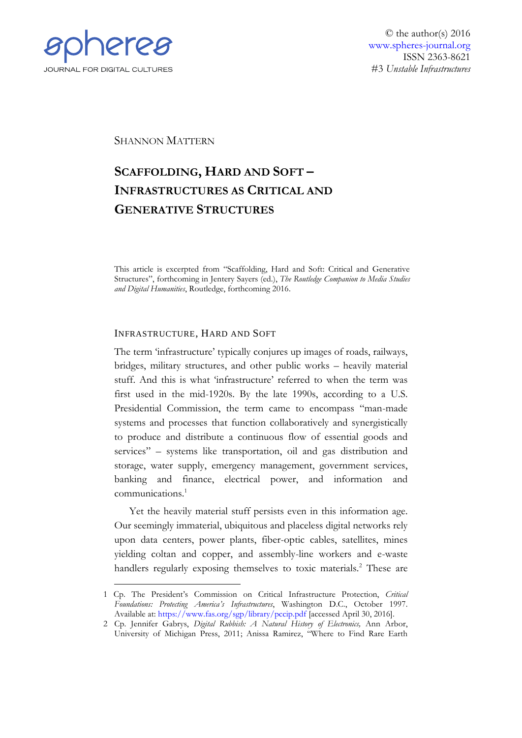SHANNON MATTERN

# SCAFFOLDING, HARD AND SOFT – INFRASTRUCTURES AS CRITICAL AND GENERATIVE STRUCTURES

This article is excerpted from "Scaffolding, Hard and Soft: Critical and Generative Structures", forthcoming in Jentery Sayers (ed.), *The Routledge Companion to Media Studies and Digital Humanities*, Routledge, forthcoming 2016.

## INFRASTRUCTURE, HARD AND SOFT

The term 'infrastructure' typically conjures up images of roads, railways, bridges, military structures, and other public works – heavily material stuff. And this is what 'infrastructure' referred to when the term was first used in the mid-1920s. By the late 1990s, according to a U.S. Presidential Commission, the term came to encompass "man-made systems and processes that function collaboratively and synergistically to produce and distribute a continuous flow of essential goods and services" – systems like transportation, oil and gas distribution and storage, water supply, emergency management, government services, banking and finance, electrical power, and information and communications.[1]

Yet the heavily material stuff persists even in this information age. Our seemingly immaterial, ubiquitous and placeless digital networks rely upon data centers, power plants, fiber-optic cables, satellites, mines yielding coltan and copper, and assembly-line workers and e-waste handlers regularly exposing themselves to toxic materials.[2] These are

1 Cp. The President's Commission on Critical Infrastructure Protection, *Critical Foundations: Protecting America's Infrastructures*, Washington D.C., October 1997. Available at: https://www.fas.org/sgp/library/pccip.pdf [accessed April 30, 2016].

2 Cp. Jennifer Gabrys, *Digital Rubbish: A Natural History of Electronics,* Ann Arbor, University of Michigan Press, 2011; Anissa Ramirez, "Where to Find Rare Earth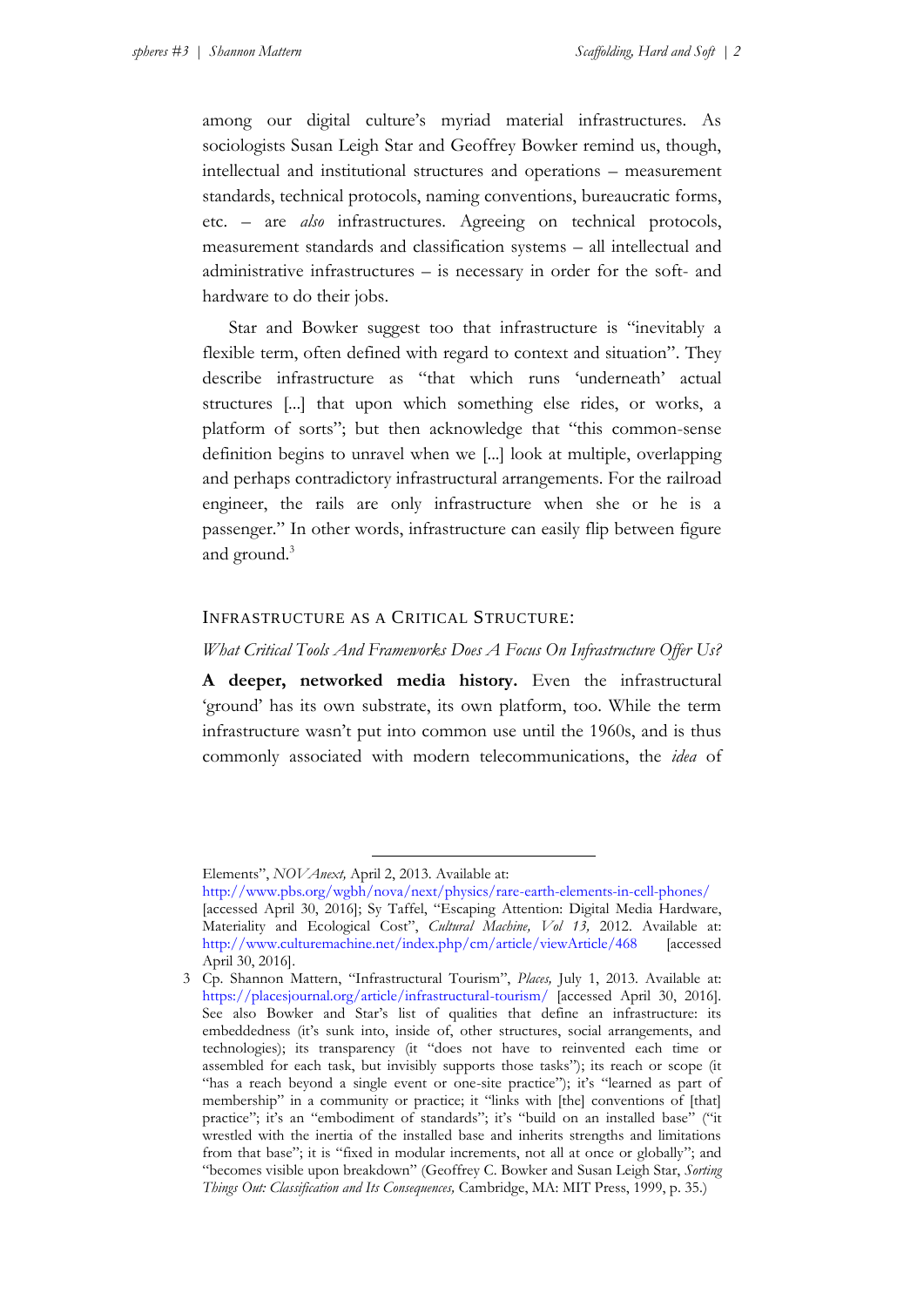among our digital culture's myriad material infrastructures. As sociologists Susan Leigh Star and Geoffrey Bowker remind us, though, intellectual and institutional structures and operations – measurement standards, technical protocols, naming conventions, bureaucratic forms, etc. – are *also* infrastructures. Agreeing on technical protocols, measurement standards and classification systems – all intellectual and administrative infrastructures – is necessary in order for the soft- and hardware to do their jobs.

Star and Bowker suggest too that infrastructure is "inevitably a flexible term, often defined with regard to context and situation". They describe infrastructure as "that which runs 'underneath' actual structures [...] that upon which something else rides, or works, a platform of sorts"; but then acknowledge that "this common-sense definition begins to unravel when we [...] look at multiple, overlapping and perhaps contradictory infrastructural arrangements. For the railroad engineer, the rails are only infrastructure when she or he is a passenger." In other words, infrastructure can easily flip between figure and ground.[3]

## Infrastructure as a Critical Structure:

*What Critical Tools And Frameworks Does A Focus On Infrastructure Offer Us?*

**A deeper, networked media history.** Even the infrastructural 'ground' has its own substrate, its own platform, too. While the term infrastructure wasn't put into common use until the 1960s, and is thus commonly associated with modern telecommunications, the *idea* of

---

Elements", *NOVAnext,* April 2, 2013. Available at: http://www.pbs.org/wgbh/nova/next/physics/rare-earth-elements-in-cell-phones/ [accessed April 30, 2016]; Sy Taffel, "Escaping Attention: Digital Media Hardware, Materiality and Ecological Cost", *Cultural Machine, Vol 13,* 2012. Available at: http://www.culturemachine.net/index.php/cm/article/viewArticle/468 [accessed April 30, 2016].

3 Cp. Shannon Mattern, "Infrastructural Tourism", *Places,* July 1, 2013. Available at: https://placesjournal.org/article/infrastructural-tourism/ [accessed April 30, 2016]. See also Bowker and Star's list of qualities that define an infrastructure: its embeddedness (it's sunk into, inside of, other structures, social arrangements, and technologies); its transparency (it "does not have to reinvented each time or assembled for each task, but invisibly supports those tasks"); its reach or scope (it "has a reach beyond a single event or one-site practice"); it's "learned as part of membership" in a community or practice; it "links with [the] conventions of [that] practice"; it's an "embodiment of standards"; it's "build on an installed base" ("it wrestled with the inertia of the installed base and inherits strengths and limitations from that base"; it is "fixed in modular increments, not all at once or globally"; and "becomes visible upon breakdown" (Geoffrey C. Bowker and Susan Leigh Star, *Sorting Things Out: Classification and Its Consequences,* Cambridge, MA: MIT Press, 1999, p. 35.)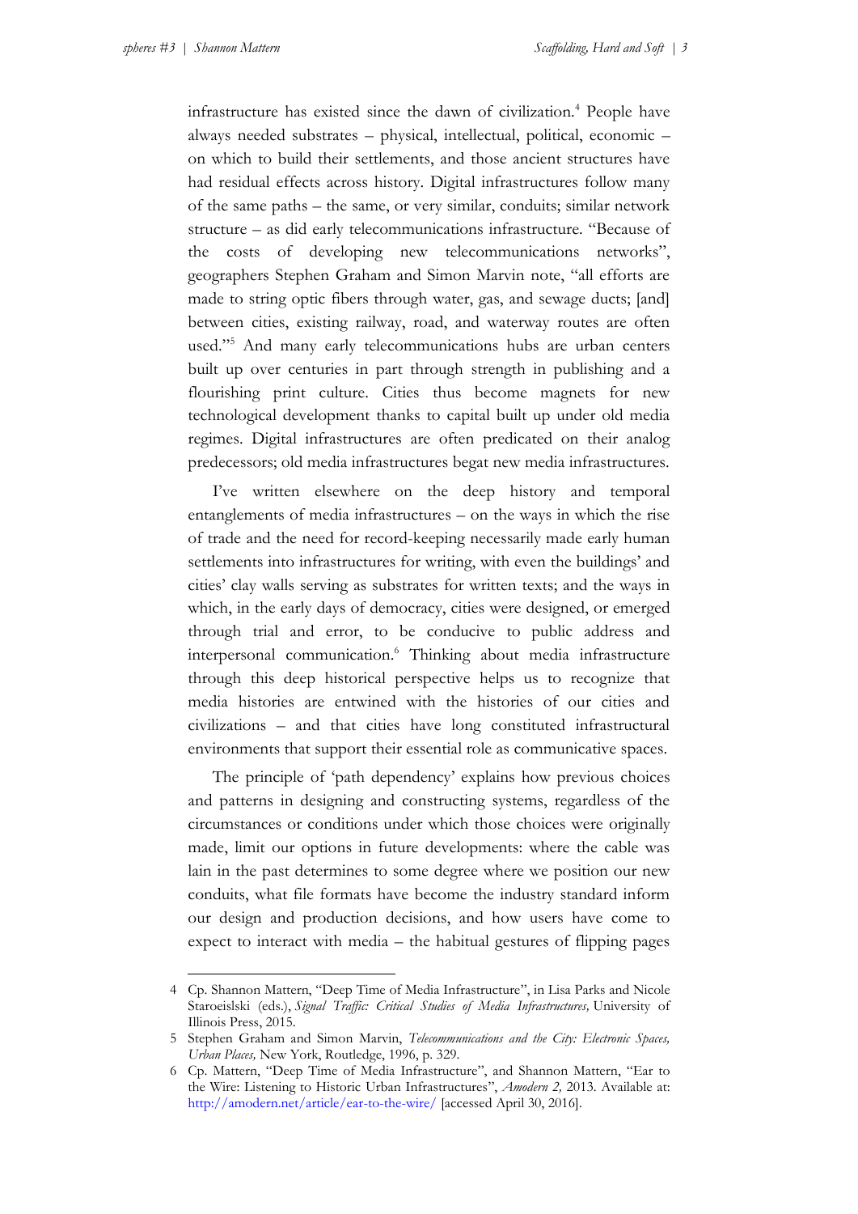infrastructure has existed since the dawn of civilization.[4] People have always needed substrates – physical, intellectual, political, economic – on which to build their settlements, and those ancient structures have had residual effects across history. Digital infrastructures follow many of the same paths – the same, or very similar, conduits; similar network structure – as did early telecommunications infrastructure. "Because of the costs of developing new telecommunications networks", geographers Stephen Graham and Simon Marvin note, "all efforts are made to string optic fibers through water, gas, and sewage ducts; [and] between cities, existing railway, road, and waterway routes are often used."[5] And many early telecommunications hubs are urban centers built up over centuries in part through strength in publishing and a flourishing print culture. Cities thus become magnets for new technological development thanks to capital built up under old media regimes. Digital infrastructures are often predicated on their analog predecessors; old media infrastructures begat new media infrastructures.

I've written elsewhere on the deep history and temporal entanglements of media infrastructures – on the ways in which the rise of trade and the need for record-keeping necessarily made early human settlements into infrastructures for writing, with even the buildings' and cities' clay walls serving as substrates for written texts; and the ways in which, in the early days of democracy, cities were designed, or emerged through trial and error, to be conducive to public address and interpersonal communication.[6] Thinking about media infrastructure through this deep historical perspective helps us to recognize that media histories are entwined with the histories of our cities and civilizations – and that cities have long constituted infrastructural environments that support their essential role as communicative spaces.

The principle of 'path dependency' explains how previous choices and patterns in designing and constructing systems, regardless of the circumstances or conditions under which those choices were originally made, limit our options in future developments: where the cable was lain in the past determines to some degree where we position our new conduits, what file formats have become the industry standard inform our design and production decisions, and how users have come to expect to interact with media – the habitual gestures of flipping pages

---

4 Cp. Shannon Mattern, "Deep Time of Media Infrastructure", in Lisa Parks and Nicole Staroeislski (eds.), *Signal Traffic: Critical Studies of Media Infrastructures,* University of Illinois Press, 2015.

5 Stephen Graham and Simon Marvin, *Telecommunications and the City: Electronic Spaces, Urban Places,* New York, Routledge, 1996, p. 329.

6 Cp. Mattern, "Deep Time of Media Infrastructure", and Shannon Mattern, "Ear to the Wire: Listening to Historic Urban Infrastructures", *Amodern 2,* 2013. Available at: http://amodern.net/article/ear-to-the-wire/ [accessed April 30, 2016].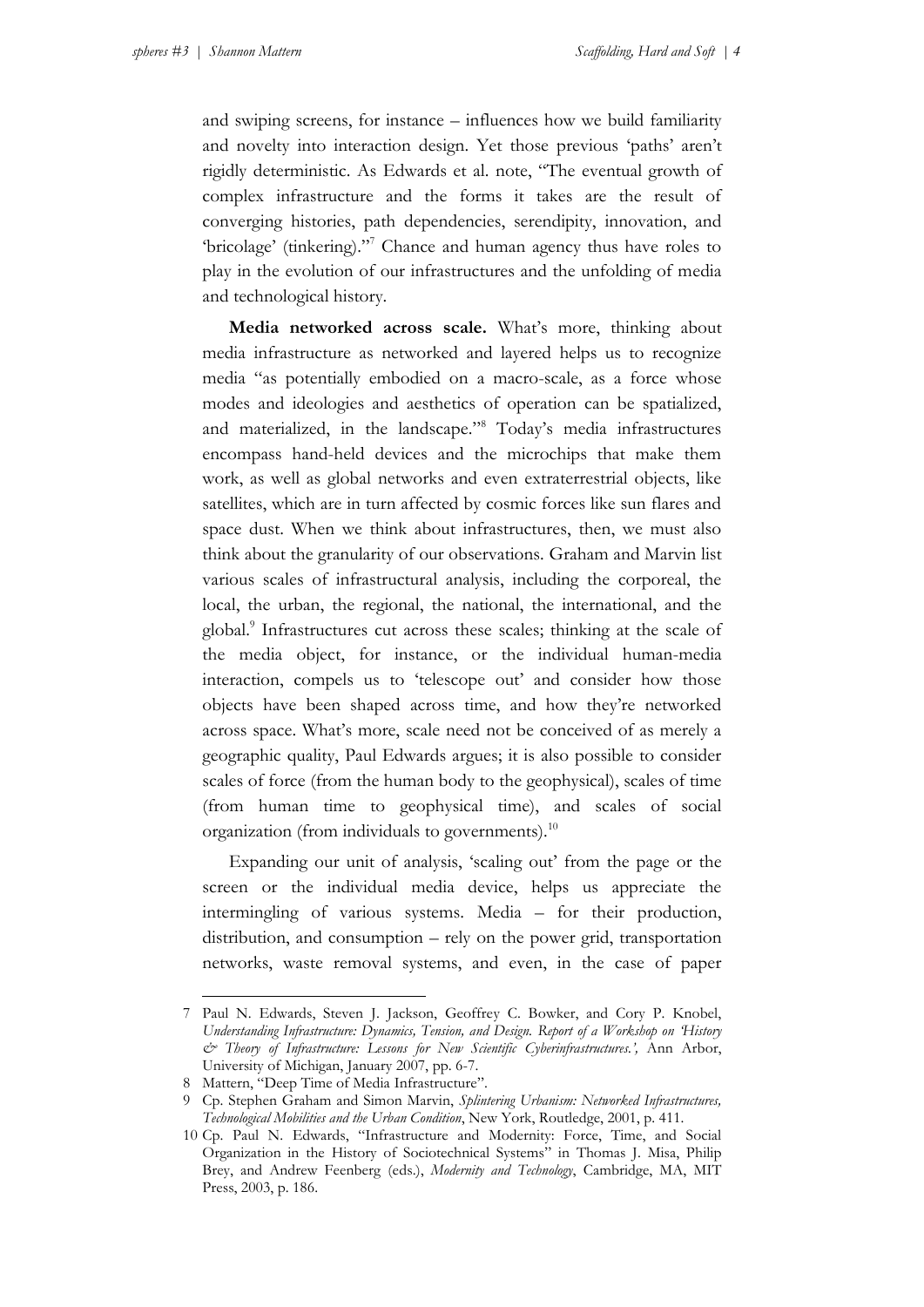and swiping screens, for instance – influences how we build familiarity and novelty into interaction design. Yet those previous 'paths' aren't rigidly deterministic. As Edwards et al. note, "The eventual growth of complex infrastructure and the forms it takes are the result of converging histories, path dependencies, serendipity, innovation, and 'bricolage' (tinkering)."[7] Chance and human agency thus have roles to play in the evolution of our infrastructures and the unfolding of media and technological history.

**Media networked across scale.** What's more, thinking about media infrastructure as networked and layered helps us to recognize media "as potentially embodied on a macro-scale, as a force whose modes and ideologies and aesthetics of operation can be spatialized, and materialized, in the landscape."[8] Today's media infrastructures encompass hand-held devices and the microchips that make them work, as well as global networks and even extraterrestrial objects, like satellites, which are in turn affected by cosmic forces like sun flares and space dust. When we think about infrastructures, then, we must also think about the granularity of our observations. Graham and Marvin list various scales of infrastructural analysis, including the corporeal, the local, the urban, the regional, the national, the international, and the global.[9] Infrastructures cut across these scales; thinking at the scale of the media object, for instance, or the individual human-media interaction, compels us to 'telescope out' and consider how those objects have been shaped across time, and how they're networked across space. What's more, scale need not be conceived of as merely a geographic quality, Paul Edwards argues; it is also possible to consider scales of force (from the human body to the geophysical), scales of time (from human time to geophysical time), and scales of social organization (from individuals to governments).[10]

Expanding our unit of analysis, 'scaling out' from the page or the screen or the individual media device, helps us appreciate the intermingling of various systems. Media – for their production, distribution, and consumption – rely on the power grid, transportation networks, waste removal systems, and even, in the case of paper

---

7 Paul N. Edwards, Steven J. Jackson, Geoffrey C. Bowker, and Cory P. Knobel, *Understanding Infrastructure: Dynamics, Tension, and Design. Report of a Workshop on 'History & Theory of Infrastructure: Lessons for New Scientific Cyberinfrastructures.',* Ann Arbor, University of Michigan, January 2007, pp. 6-7.

8 Mattern, "Deep Time of Media Infrastructure".

9 Cp. Stephen Graham and Simon Marvin, *Splintering Urbanism: Networked Infrastructures, Technological Mobilities and the Urban Condition*, New York, Routledge, 2001, p. 411.

10 Cp. Paul N. Edwards, "Infrastructure and Modernity: Force, Time, and Social Organization in the History of Sociotechnical Systems" in Thomas J. Misa, Philip Brey, and Andrew Feenberg (eds.), *Modernity and Technology*, Cambridge, MA, MIT Press, 2003, p. 186.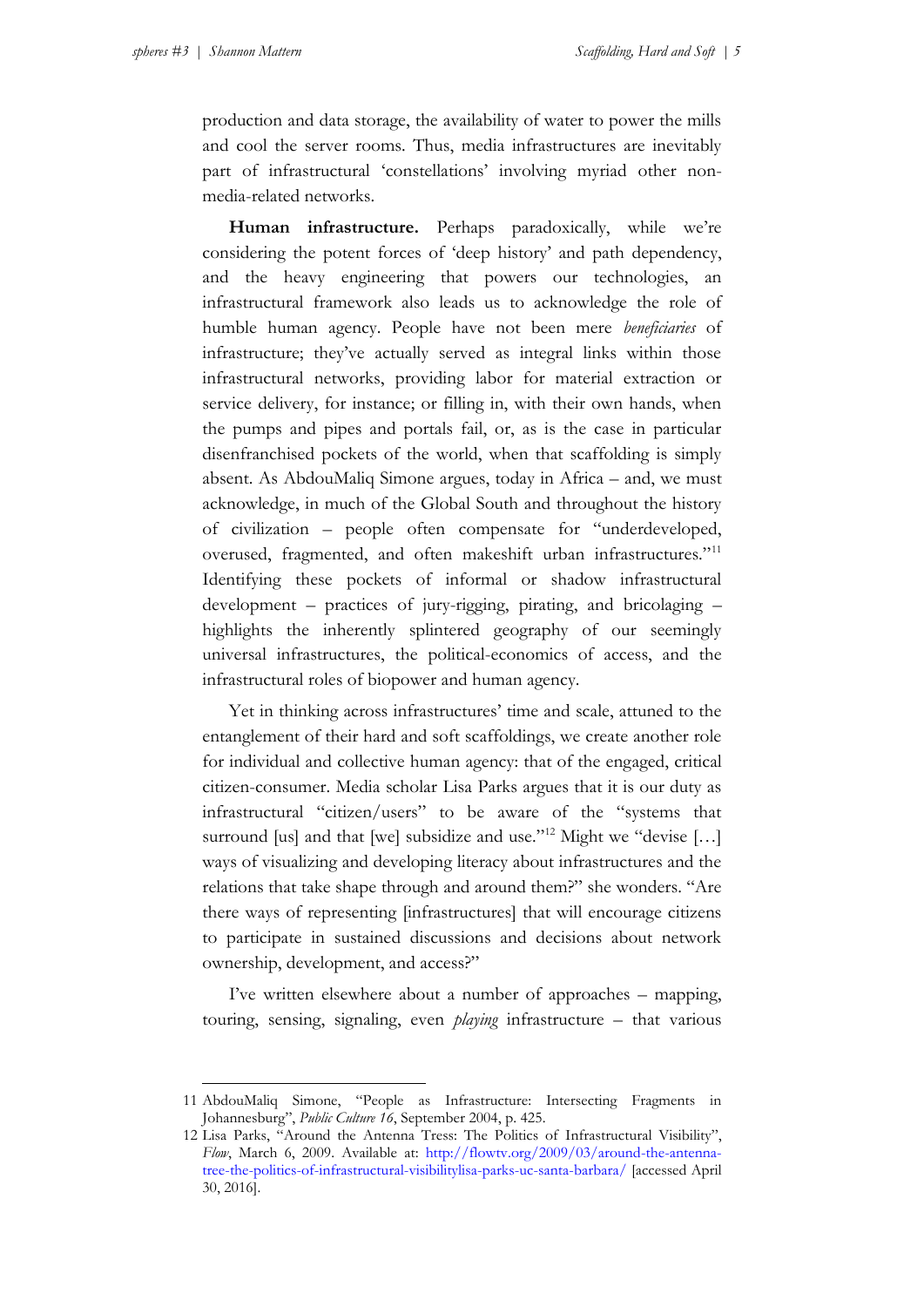production and data storage, the availability of water to power the mills and cool the server rooms. Thus, media infrastructures are inevitably part of infrastructural 'constellations' involving myriad other non-media-related networks.

**Human infrastructure.** Perhaps paradoxically, while we're considering the potent forces of 'deep history' and path dependency, and the heavy engineering that powers our technologies, an infrastructural framework also leads us to acknowledge the role of humble human agency. People have not been mere *beneficiaries* of infrastructure; they've actually served as integral links within those infrastructural networks, providing labor for material extraction or service delivery, for instance; or filling in, with their own hands, when the pumps and pipes and portals fail, or, as is the case in particular disenfranchised pockets of the world, when that scaffolding is simply absent. As AbdouMaliq Simone argues, today in Africa – and, we must acknowledge, in much of the Global South and throughout the history of civilization – people often compensate for "underdeveloped, overused, fragmented, and often makeshift urban infrastructures."[11] Identifying these pockets of informal or shadow infrastructural development – practices of jury-rigging, pirating, and bricolaging – highlights the inherently splintered geography of our seemingly universal infrastructures, the political-economics of access, and the infrastructural roles of biopower and human agency.

Yet in thinking across infrastructures' time and scale, attuned to the entanglement of their hard and soft scaffoldings, we create another role for individual and collective human agency: that of the engaged, critical citizen-consumer. Media scholar Lisa Parks argues that it is our duty as infrastructural "citizen/users" to be aware of the "systems that surround [us] and that [we] subsidize and use."[12] Might we "devise […] ways of visualizing and developing literacy about infrastructures and the relations that take shape through and around them?" she wonders. "Are there ways of representing [infrastructures] that will encourage citizens to participate in sustained discussions and decisions about network ownership, development, and access?"

I've written elsewhere about a number of approaches – mapping, touring, sensing, signaling, even *playing* infrastructure – that various

---

11 AbdouMaliq Simone, "People as Infrastructure: Intersecting Fragments in Johannesburg", *Public Culture 16*, September 2004, p. 425.

12 Lisa Parks, "Around the Antenna Tress: The Politics of Infrastructural Visibility", *Flow*, March 6, 2009. Available at: http://flowtv.org/2009/03/around-the-antenna-tree-the-politics-of-infrastructural-visibilitylisa-parks-uc-santa-barbara/ [accessed April 30, 2016].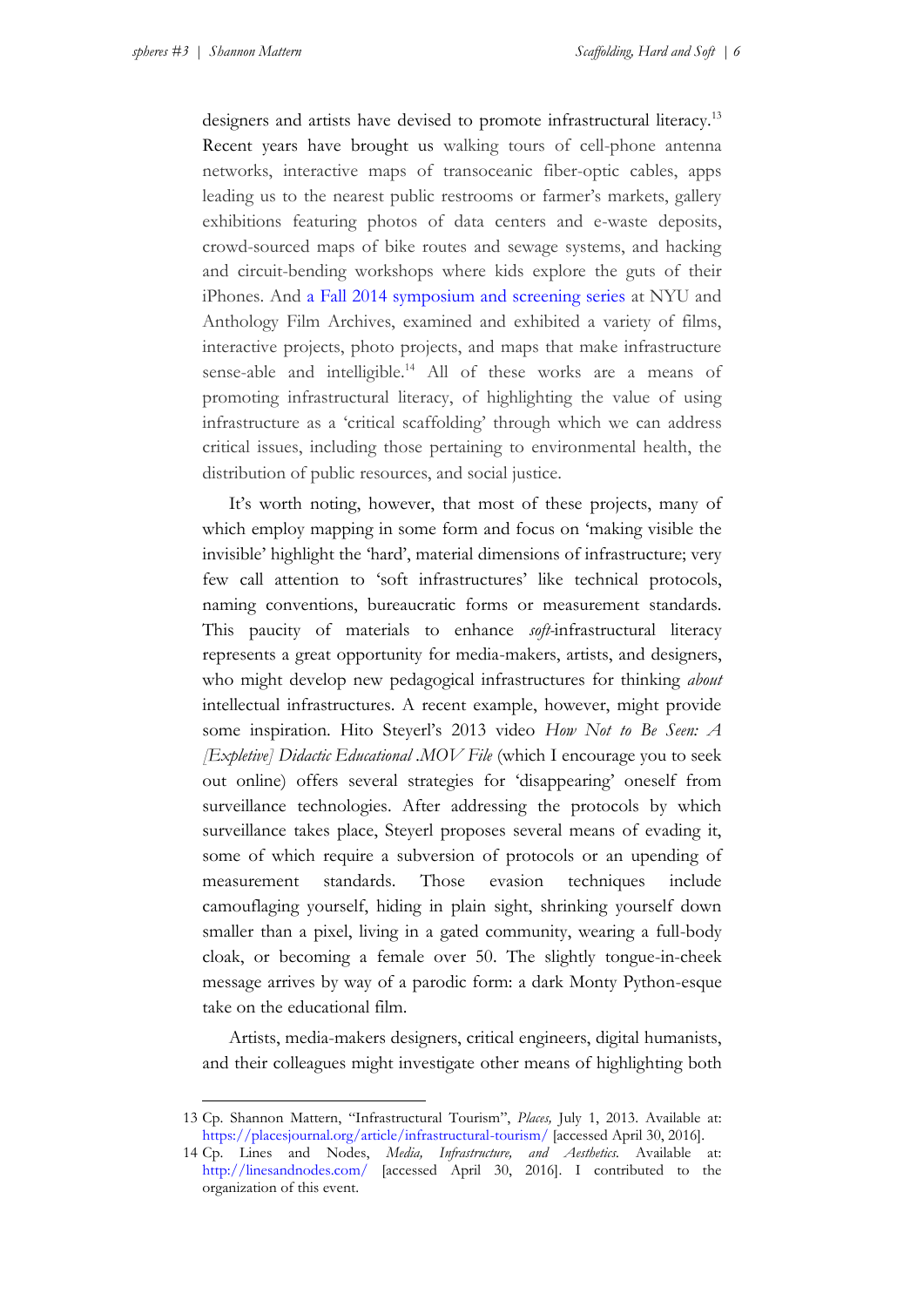designers and artists have devised to promote infrastructural literacy.[13] Recent years have brought us walking tours of cell-phone antenna networks, interactive maps of transoceanic fiber-optic cables, apps leading us to the nearest public restrooms or farmer's markets, gallery exhibitions featuring photos of data centers and e-waste deposits, crowd-sourced maps of bike routes and sewage systems, and hacking and circuit-bending workshops where kids explore the guts of their iPhones. And a Fall 2014 symposium and screening series at NYU and Anthology Film Archives, examined and exhibited a variety of films, interactive projects, photo projects, and maps that make infrastructure sense-able and intelligible.[14] All of these works are a means of promoting infrastructural literacy, of highlighting the value of using infrastructure as a 'critical scaffolding' through which we can address critical issues, including those pertaining to environmental health, the distribution of public resources, and social justice.

It's worth noting, however, that most of these projects, many of which employ mapping in some form and focus on 'making visible the invisible' highlight the 'hard', material dimensions of infrastructure; very few call attention to 'soft infrastructures' like technical protocols, naming conventions, bureaucratic forms or measurement standards. This paucity of materials to enhance *soft*-infrastructural literacy represents a great opportunity for media-makers, artists, and designers, who might develop new pedagogical infrastructures for thinking *about* intellectual infrastructures. A recent example, however, might provide some inspiration. Hito Steyerl's 2013 video *How Not to Be Seen: A [Expletive] Didactic Educational .MOV File* (which I encourage you to seek out online) offers several strategies for 'disappearing' oneself from surveillance technologies. After addressing the protocols by which surveillance takes place, Steyerl proposes several means of evading it, some of which require a subversion of protocols or an upending of measurement standards. Those evasion techniques include camouflaging yourself, hiding in plain sight, shrinking yourself down smaller than a pixel, living in a gated community, wearing a full-body cloak, or becoming a female over 50. The slightly tongue-in-cheek message arrives by way of a parodic form: a dark Monty Python-esque take on the educational film.

Artists, media-makers designers, critical engineers, digital humanists, and their colleagues might investigate other means of highlighting both

---

13 Cp. Shannon Mattern, "Infrastructural Tourism", *Places,* July 1, 2013. Available at: https://placesjournal.org/article/infrastructural-tourism/ [accessed April 30, 2016].

14 Cp. Lines and Nodes, *Media, Infrastructure, and Aesthetics*. Available at: http://linesandnodes.com/ [accessed April 30, 2016]. I contributed to the organization of this event.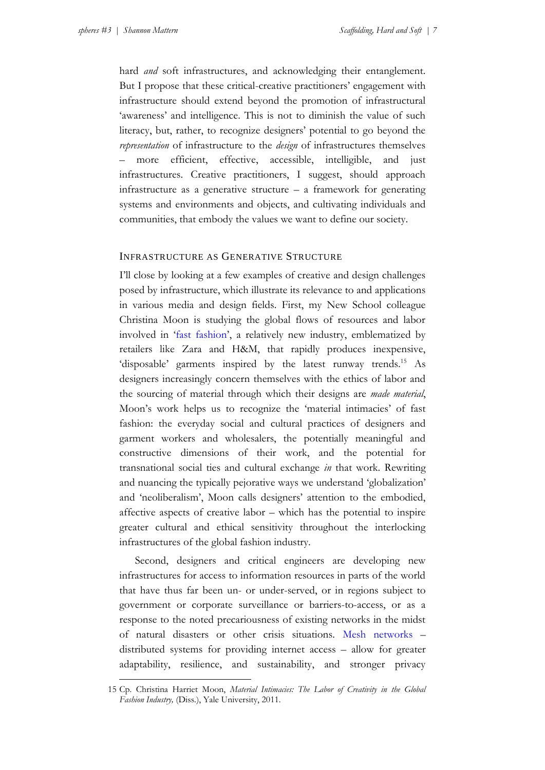hard *and* soft infrastructures, and acknowledging their entanglement. But I propose that these critical-creative practitioners' engagement with infrastructure should extend beyond the promotion of infrastructural 'awareness' and intelligence. This is not to diminish the value of such literacy, but, rather, to recognize designers' potential to go beyond the *representation* of infrastructure to the *design* of infrastructures themselves – more efficient, effective, accessible, intelligible, and just infrastructures. Creative practitioners, I suggest, should approach infrastructure as a generative structure – a framework for generating systems and environments and objects, and cultivating individuals and communities, that embody the values we want to define our society.

## Infrastructure as Generative Structure

I'll close by looking at a few examples of creative and design challenges posed by infrastructure, which illustrate its relevance to and applications in various media and design fields. First, my New School colleague Christina Moon is studying the global flows of resources and labor involved in 'fast fashion', a relatively new industry, emblematized by retailers like Zara and H&M, that rapidly produces inexpensive, 'disposable' garments inspired by the latest runway trends.[15] As designers increasingly concern themselves with the ethics of labor and the sourcing of material through which their designs are *made material*, Moon's work helps us to recognize the 'material intimacies' of fast fashion: the everyday social and cultural practices of designers and garment workers and wholesalers, the potentially meaningful and constructive dimensions of their work, and the potential for transnational social ties and cultural exchange *in* that work. Rewriting and nuancing the typically pejorative ways we understand 'globalization' and 'neoliberalism', Moon calls designers' attention to the embodied, affective aspects of creative labor – which has the potential to inspire greater cultural and ethical sensitivity throughout the interlocking infrastructures of the global fashion industry.

Second, designers and critical engineers are developing new infrastructures for access to information resources in parts of the world that have thus far been un- or under-served, or in regions subject to government or corporate surveillance or barriers-to-access, or as a response to the noted precariousness of existing networks in the midst of natural disasters or other crisis situations. Mesh networks – distributed systems for providing internet access – allow for greater adaptability, resilience, and sustainability, and stronger privacy

---

15 Cp. Christina Harriet Moon, *Material Intimacies: The Labor of Creativity in the Global Fashion Industry,* (Diss.), Yale University, 2011.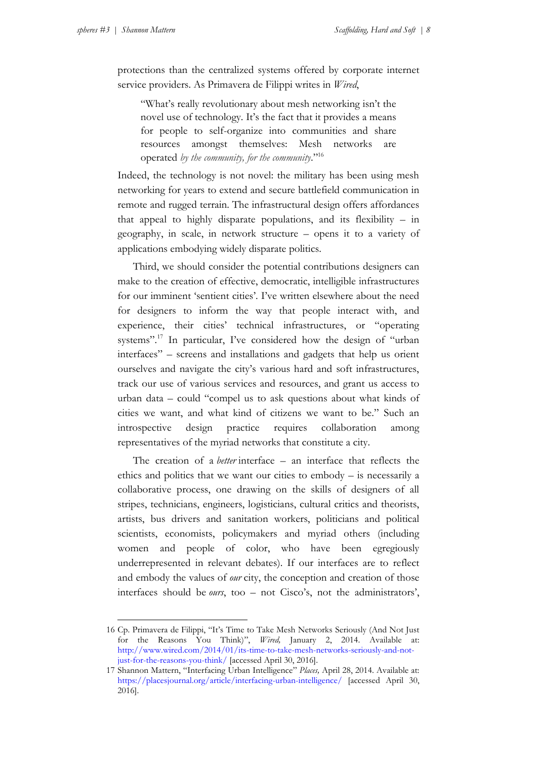protections than the centralized systems offered by corporate internet service providers. As Primavera de Filippi writes in *Wired*,

> "What's really revolutionary about mesh networking isn't the novel use of technology. It's the fact that it provides a means for people to self-organize into communities and share resources amongst themselves: Mesh networks are operated *by the community, for the community*."[16]

Indeed, the technology is not novel: the military has been using mesh networking for years to extend and secure battlefield communication in remote and rugged terrain. The infrastructural design offers affordances that appeal to highly disparate populations, and its flexibility – in geography, in scale, in network structure – opens it to a variety of applications embodying widely disparate politics.

Third, we should consider the potential contributions designers can make to the creation of effective, democratic, intelligible infrastructures for our imminent 'sentient cities'. I've written elsewhere about the need for designers to inform the way that people interact with, and experience, their cities' technical infrastructures, or "operating systems".[17] In particular, I've considered how the design of "urban interfaces" – screens and installations and gadgets that help us orient ourselves and navigate the city's various hard and soft infrastructures, track our use of various services and resources, and grant us access to urban data – could "compel us to ask questions about what kinds of cities we want, and what kind of citizens we want to be." Such an introspective design practice requires collaboration among representatives of the myriad networks that constitute a city.

The creation of a *better* interface – an interface that reflects the ethics and politics that we want our cities to embody – is necessarily a collaborative process, one drawing on the skills of designers of all stripes, technicians, engineers, logisticians, cultural critics and theorists, artists, bus drivers and sanitation workers, politicians and political scientists, economists, policymakers and myriad others (including women and people of color, who have been egregiously underrepresented in relevant debates). If our interfaces are to reflect and embody the values of *our* city, the conception and creation of those interfaces should be *ours*, too – not Cisco's, not the administrators',

---

16 Cp. Primavera de Filippi, "It's Time to Take Mesh Networks Seriously (And Not Just for the Reasons You Think)", *Wired,* January 2, 2014. Available at: http://www.wired.com/2014/01/its-time-to-take-mesh-networks-seriously-and-not-just-for-the-reasons-you-think/ [accessed April 30, 2016].

17 Shannon Mattern, "Interfacing Urban Intelligence" *Places,* April 28, 2014. Available at: https://placesjournal.org/article/interfacing-urban-intelligence/ [accessed April 30, 2016].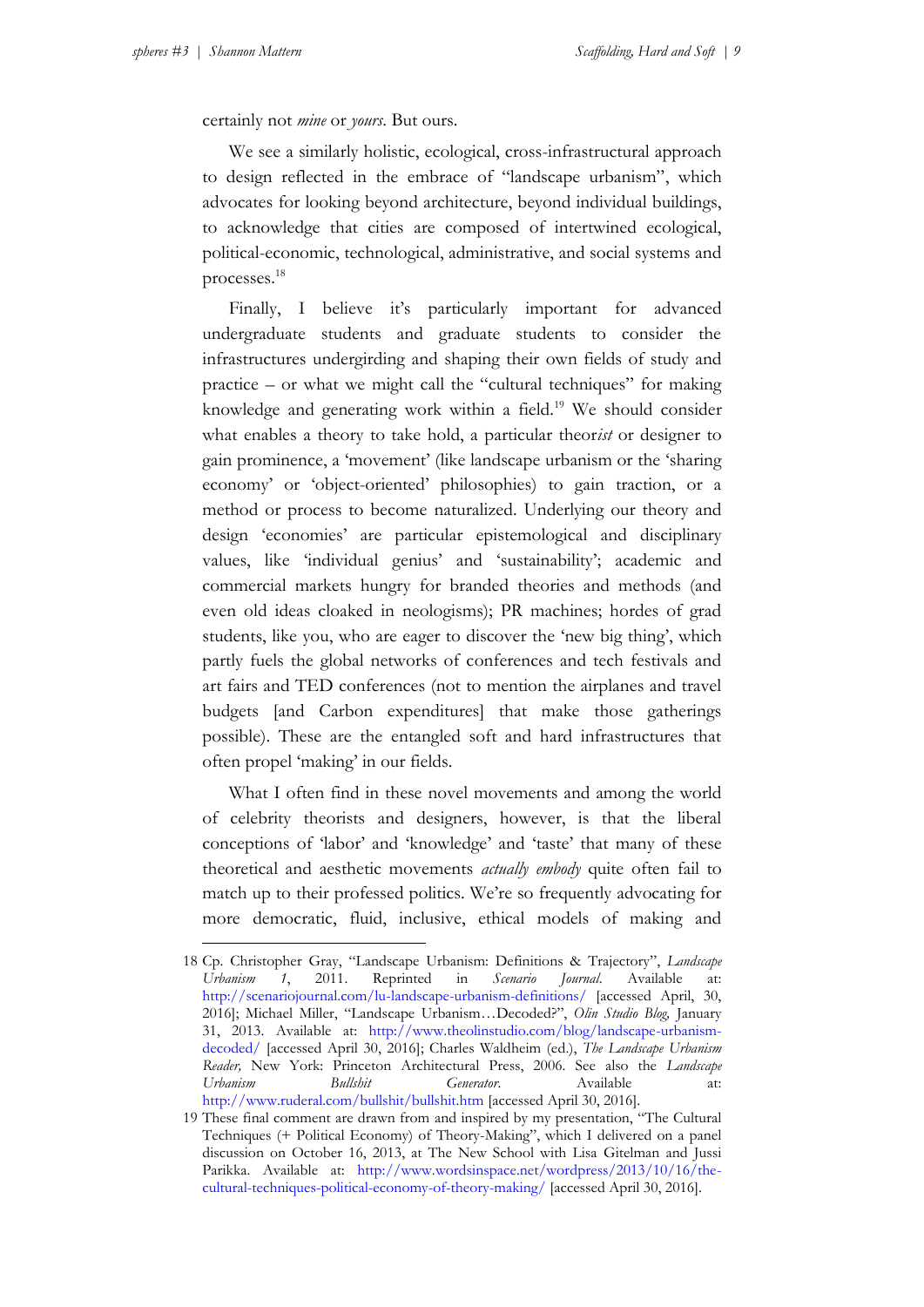certainly not *mine* or *yours*. But ours.

We see a similarly holistic, ecological, cross-infrastructural approach to design reflected in the embrace of "landscape urbanism", which advocates for looking beyond architecture, beyond individual buildings, to acknowledge that cities are composed of intertwined ecological, political-economic, technological, administrative, and social systems and processes.[18]

Finally, I believe it's particularly important for advanced undergraduate students and graduate students to consider the infrastructures undergirding and shaping their own fields of study and practice – or what we might call the "cultural techniques" for making knowledge and generating work within a field.[19] We should consider what enables a theory to take hold, a particular theor*ist* or designer to gain prominence, a 'movement' (like landscape urbanism or the 'sharing economy' or 'object-oriented' philosophies) to gain traction, or a method or process to become naturalized. Underlying our theory and design 'economies' are particular epistemological and disciplinary values, like 'individual genius' and 'sustainability'; academic and commercial markets hungry for branded theories and methods (and even old ideas cloaked in neologisms); PR machines; hordes of grad students, like you, who are eager to discover the 'new big thing', which partly fuels the global networks of conferences and tech festivals and art fairs and TED conferences (not to mention the airplanes and travel budgets [and Carbon expenditures] that make those gatherings possible). These are the entangled soft and hard infrastructures that often propel 'making' in our fields.

What I often find in these novel movements and among the world of celebrity theorists and designers, however, is that the liberal conceptions of 'labor' and 'knowledge' and 'taste' that many of these theoretical and aesthetic movements *actually embody* quite often fail to match up to their professed politics. We're so frequently advocating for more democratic, fluid, inclusive, ethical models of making and

---

18 Cp. Christopher Gray, "Landscape Urbanism: Definitions & Trajectory", *Landscape Urbanism 1*, 2011. Reprinted in *Scenario Journal*. Available at: http://scenariojournal.com/lu-landscape-urbanism-definitions/ [accessed April, 30, 2016]; Michael Miller, "Landscape Urbanism…Decoded?", *Olin Studio Blog,* January 31, 2013. Available at: http://www.theolinstudio.com/blog/landscape-urbanism-decoded/ [accessed April 30, 2016]; Charles Waldheim (ed.), *The Landscape Urbanism Reader,* New York: Princeton Architectural Press, 2006. See also the *Landscape Urbanism Bullshit Generator*. Available at: http://www.ruderal.com/bullshit/bullshit.htm [accessed April 30, 2016].

19 These final comment are drawn from and inspired by my presentation, "The Cultural Techniques (+ Political Economy) of Theory-Making", which I delivered on a panel discussion on October 16, 2013, at The New School with Lisa Gitelman and Jussi Parikka. Available at: http://www.wordsinspace.net/wordpress/2013/10/16/the-cultural-techniques-political-economy-of-theory-making/ [accessed April 30, 2016].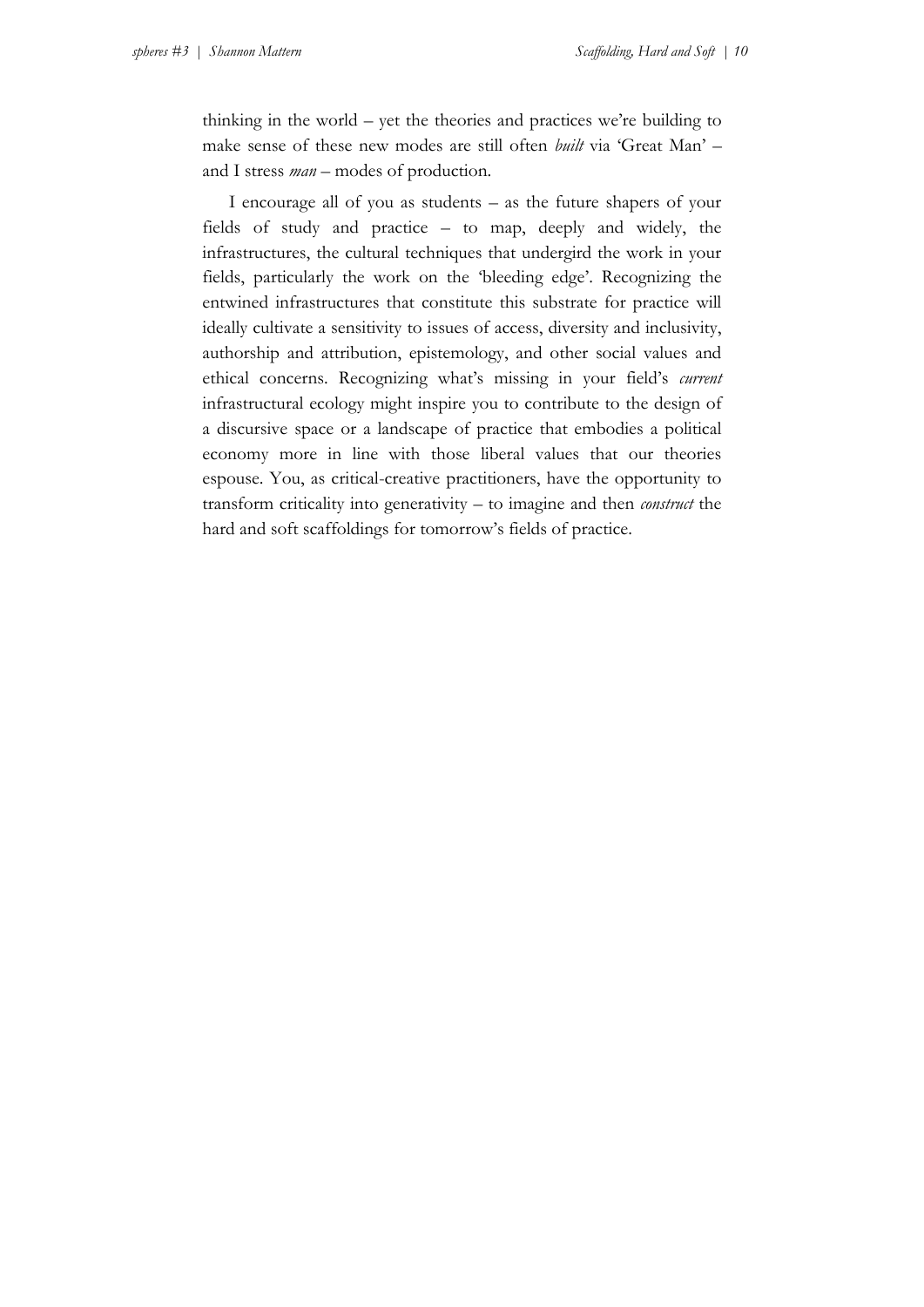thinking in the world – yet the theories and practices we're building to make sense of these new modes are still often *built* via 'Great Man' – and I stress *man* – modes of production.

I encourage all of you as students – as the future shapers of your fields of study and practice – to map, deeply and widely, the infrastructures, the cultural techniques that undergird the work in your fields, particularly the work on the 'bleeding edge'. Recognizing the entwined infrastructures that constitute this substrate for practice will ideally cultivate a sensitivity to issues of access, diversity and inclusivity, authorship and attribution, epistemology, and other social values and ethical concerns. Recognizing what's missing in your field's *current* infrastructural ecology might inspire you to contribute to the design of a discursive space or a landscape of practice that embodies a political economy more in line with those liberal values that our theories espouse. You, as critical-creative practitioners, have the opportunity to transform criticality into generativity – to imagine and then *construct* the hard and soft scaffoldings for tomorrow's fields of practice.